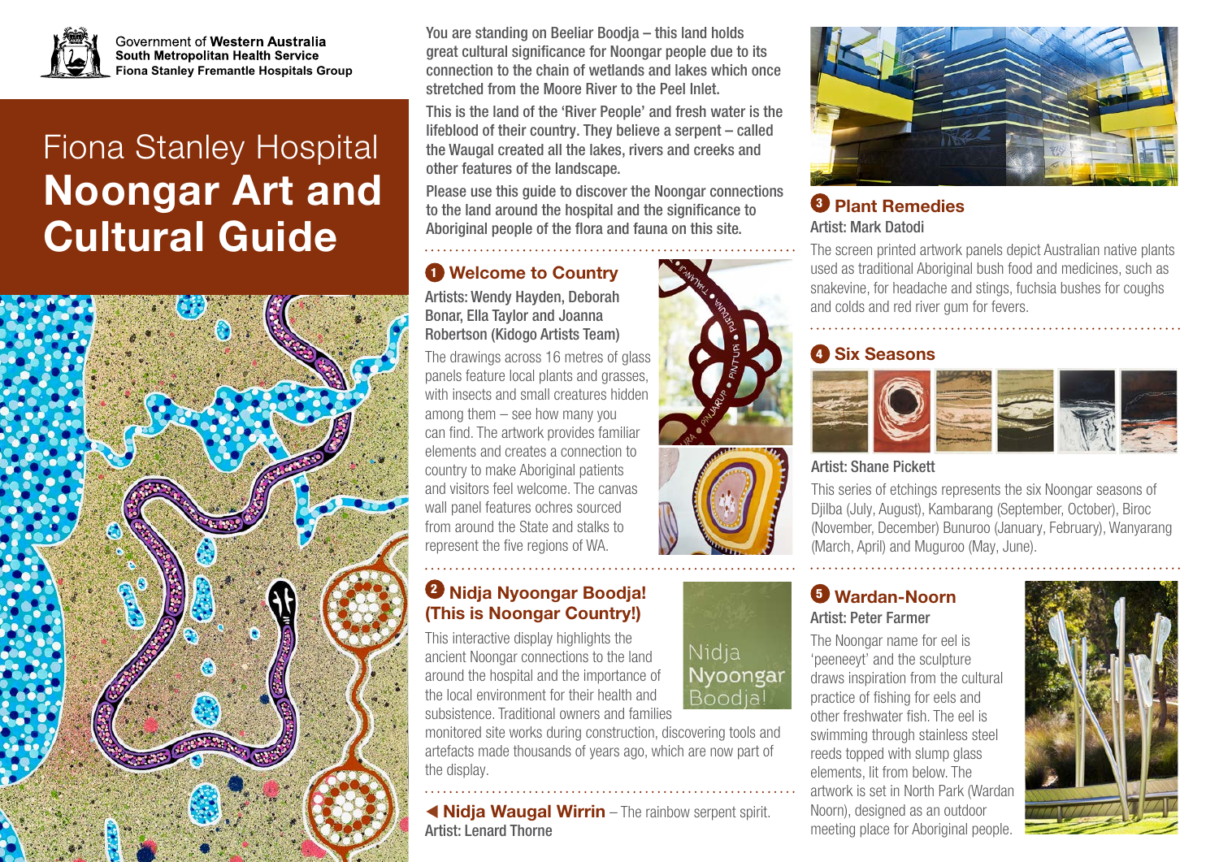Government of **Western Australia**
**South Metropolitan Health Service**
**Fiona Stanley Fremantle Hospitals Group**

# Fiona Stanley Hospital **Noongar Art and Cultural Guide**

You are standing on Beeliar Boodja – this land holds great cultural significance for Noongar people due to its connection to the chain of wetlands and lakes which once stretched from the Moore River to the Peel Inlet.

This is the land of the 'River People' and fresh water is the lifeblood of their country. They believe a serpent – called the Waugal created all the lakes, rivers and creeks and other features of the landscape.

Please use this guide to discover the Noongar connections to the land around the hospital and the significance to Aboriginal people of the flora and fauna on this site.

## 1 Welcome to Country

**Artists: Wendy Hayden, Deborah Bonar, Ella Taylor and Joanna Robertson (Kidogo Artists Team)**

The drawings across 16 metres of glass panels feature local plants and grasses, with insects and small creatures hidden among them – see how many you can find. The artwork provides familiar elements and creates a connection to country to make Aboriginal patients and visitors feel welcome. The canvas wall panel features ochres sourced from around the State and stalks to represent the five regions of WA.

## 2 Nidja Nyoongar Boodja! (This is Noongar Country!)

This interactive display highlights the ancient Noongar connections to the land around the hospital and the importance of the local environment for their health and subsistence. Traditional owners and families monitored site works during construction, discovering tools and artefacts made thousands of years ago, which are now part of the display.

◀ **Nidja Waugal Wirrin** – The rainbow serpent spirit.
**Artist: Lenard Thorne**

## 3 Plant Remedies

**Artist: Mark Datodi**

The screen printed artwork panels depict Australian native plants used as traditional Aboriginal bush food and medicines, such as snakevine, for headache and stings, fuchsia bushes for coughs and colds and red river gum for fevers.

## 4 Six Seasons

**Artist: Shane Pickett**

This series of etchings represents the six Noongar seasons of Djilba (July, August), Kambarang (September, October), Biroc (November, December) Bunuroo (January, February), Wanyarang (March, April) and Muguroo (May, June).

## 5 Wardan-Noorn

**Artist: Peter Farmer**

The Noongar name for eel is 'peeneeyt' and the sculpture draws inspiration from the cultural practice of fishing for eels and other freshwater fish. The eel is swimming through stainless steel reeds topped with slump glass elements, lit from below. The artwork is set in North Park (Wardan Noorn), designed as an outdoor meeting place for Aboriginal people.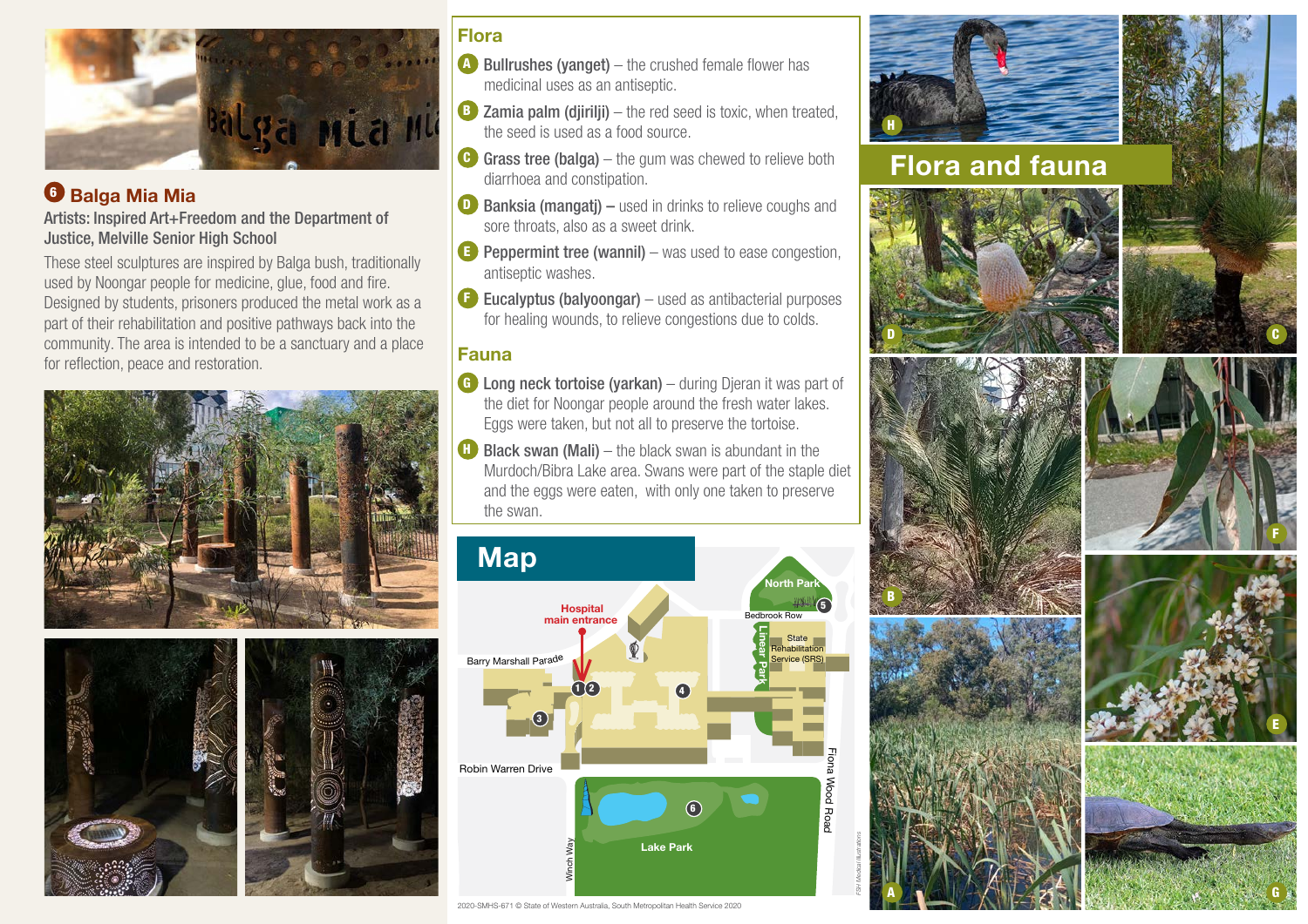## 6 Balga Mia Mia

### Artists: Inspired Art+Freedom and the Department of Justice, Melville Senior High School

These steel sculptures are inspired by Balga bush, traditionally used by Noongar people for medicine, glue, food and fire. Designed by students, prisoners produced the metal work as a part of their rehabilitation and positive pathways back into the community. The area is intended to be a sanctuary and a place for reflection, peace and restoration.

## Flora

- **A** **Bullrushes (yanget)** – the crushed female flower has medicinal uses as an antiseptic.
- **B** **Zamia palm (djirilji)** – the red seed is toxic, when treated, the seed is used as a food source.
- **C** **Grass tree (balga)** – the gum was chewed to relieve both diarrhoea and constipation.
- **D** **Banksia (mangatj) –** used in drinks to relieve coughs and sore throats, also as a sweet drink.
- **E** **Peppermint tree (wannil)** – was used to ease congestion, antiseptic washes.
- **F** **Eucalyptus (balyoongar)** – used as antibacterial purposes for healing wounds, to relieve congestions due to colds.

## Fauna

- **G** **Long neck tortoise (yarkan)** – during Djeran it was part of the diet for Noongar people around the fresh water lakes. Eggs were taken, but not all to preserve the tortoise.
- **H** **Black swan (Mali)** – the black swan is abundant in the Murdoch/Bibra Lake area. Swans were part of the staple diet and the eggs were eaten, with only one taken to preserve the swan.

## Map

Hospital main entrance

Barry Marshall Parade

Robin Warren Drive

Winch Way

Lake Park

Fiona Wood Road

North Park

Bedbrook Row

Linear Park

State Rehabilitation Service (SRS)

1 2 3 4 5 6

FSH Medical Illustrations

2020-SMHS-671 © State of Western Australia, South Metropolitan Health Service 2020

## Flora and fauna